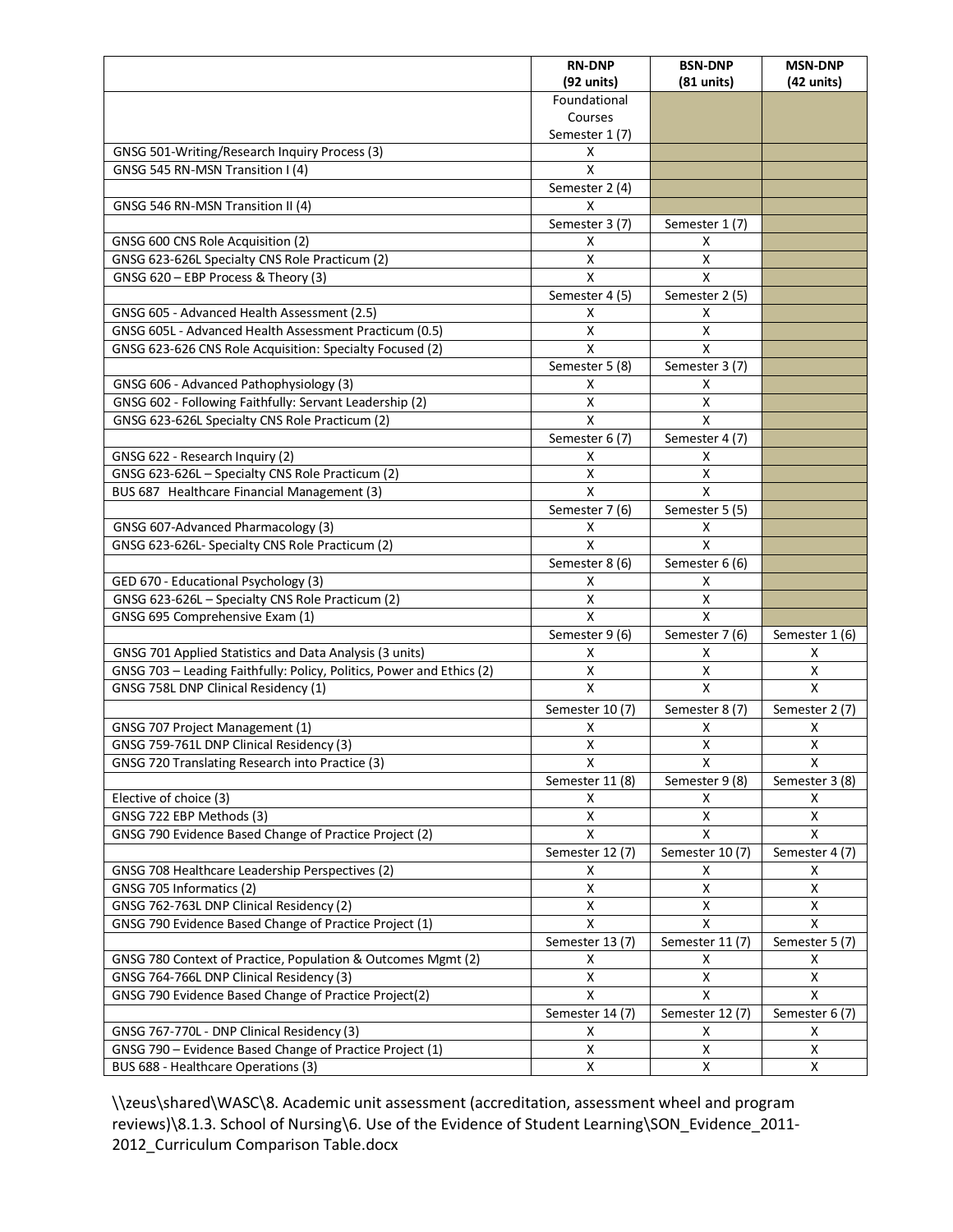| | RN-DNP (92 units) | BSN-DNP (81 units) | MSN-DNP (42 units) |
|---|---|---|---|
| | Foundational Courses Semester 1 (7) | | |
| GNSG 501-Writing/Research Inquiry Process (3) | X | | |
| GNSG 545 RN-MSN Transition I (4) | X | | |
| | Semester 2 (4) | | |
| GNSG 546 RN-MSN Transition II (4) | X | | |
| | Semester 3 (7) | Semester 1 (7) | |
| GNSG 600 CNS Role Acquisition (2) | X | X | |
| GNSG 623-626L Specialty CNS Role Practicum (2) | X | X | |
| GNSG 620 – EBP Process & Theory (3) | X | X | |
| | Semester 4 (5) | Semester 2 (5) | |
| GNSG 605 - Advanced Health Assessment (2.5) | X | X | |
| GNSG 605L - Advanced Health Assessment Practicum (0.5) | X | X | |
| GNSG 623-626 CNS Role Acquisition: Specialty Focused (2) | X | X | |
| | Semester 5 (8) | Semester 3 (7) | |
| GNSG 606 - Advanced Pathophysiology (3) | X | X | |
| GNSG 602 - Following Faithfully: Servant Leadership (2) | X | X | |
| GNSG 623-626L Specialty CNS Role Practicum (2) | X | X | |
| | Semester 6 (7) | Semester 4 (7) | |
| GNSG 622 - Research Inquiry (2) | X | X | |
| GNSG 623-626L – Specialty CNS Role Practicum (2) | X | X | |
| BUS 687 Healthcare Financial Management (3) | X | X | |
| | Semester 7 (6) | Semester 5 (5) | |
| GNSG 607-Advanced Pharmacology (3) | X | X | |
| GNSG 623-626L- Specialty CNS Role Practicum (2) | X | X | |
| | Semester 8 (6) | Semester 6 (6) | |
| GED 670 - Educational Psychology (3) | X | X | |
| GNSG 623-626L – Specialty CNS Role Practicum (2) | X | X | |
| GNSG 695 Comprehensive Exam (1) | X | X | |
| | Semester 9 (6) | Semester 7 (6) | Semester 1 (6) |
| GNSG 701 Applied Statistics and Data Analysis (3 units) | X | X | X |
| GNSG 703 – Leading Faithfully: Policy, Politics, Power and Ethics (2) | X | X | X |
| GNSG 758L DNP Clinical Residency (1) | X | X | X |
| | Semester 10 (7) | Semester 8 (7) | Semester 2 (7) |
| GNSG 707 Project Management (1) | X | X | X |
| GNSG 759-761L DNP Clinical Residency (3) | X | X | X |
| GNSG 720 Translating Research into Practice (3) | X | X | X |
| | Semester 11 (8) | Semester 9 (8) | Semester 3 (8) |
| Elective of choice (3) | X | X | X |
| GNSG 722 EBP Methods (3) | X | X | X |
| GNSG 790 Evidence Based Change of Practice Project (2) | X | X | X |
| | Semester 12 (7) | Semester 10 (7) | Semester 4 (7) |
| GNSG 708 Healthcare Leadership Perspectives (2) | X | X | X |
| GNSG 705 Informatics (2) | X | X | X |
| GNSG 762-763L DNP Clinical Residency (2) | X | X | X |
| GNSG 790 Evidence Based Change of Practice Project (1) | X | X | X |
| | Semester 13 (7) | Semester 11 (7) | Semester 5 (7) |
| GNSG 780 Context of Practice, Population & Outcomes Mgmt (2) | X | X | X |
| GNSG 764-766L DNP Clinical Residency (3) | X | X | X |
| GNSG 790 Evidence Based Change of Practice Project(2) | X | X | X |
| | Semester 14 (7) | Semester 12 (7) | Semester 6 (7) |
| GNSG 767-770L - DNP Clinical Residency (3) | X | X | X |
| GNSG 790 – Evidence Based Change of Practice Project (1) | X | X | X |
| BUS 688 - Healthcare Operations (3) | X | X | X |

\\zeus\shared\WASC\8. Academic unit assessment (accreditation, assessment wheel and program reviews)\8.1.3. School of Nursing\6. Use of the Evidence of Student Learning\SON_Evidence_2011-2012_Curriculum Comparison Table.docx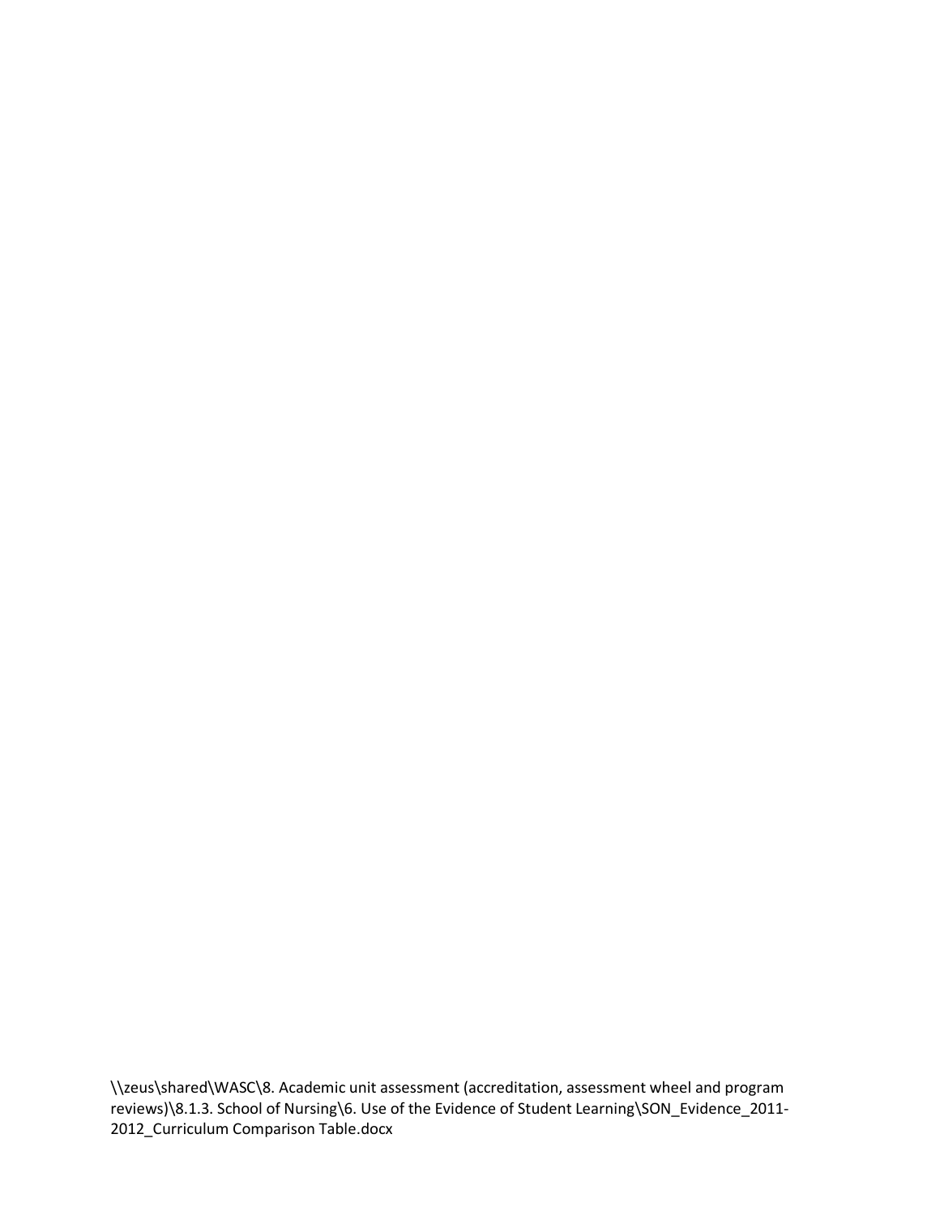\\zeus\shared\WASC\8. Academic unit assessment (accreditation, assessment wheel and program reviews)\8.1.3. School of Nursing\6. Use of the Evidence of Student Learning\SON_Evidence_2011-2012_Curriculum Comparison Table.docx